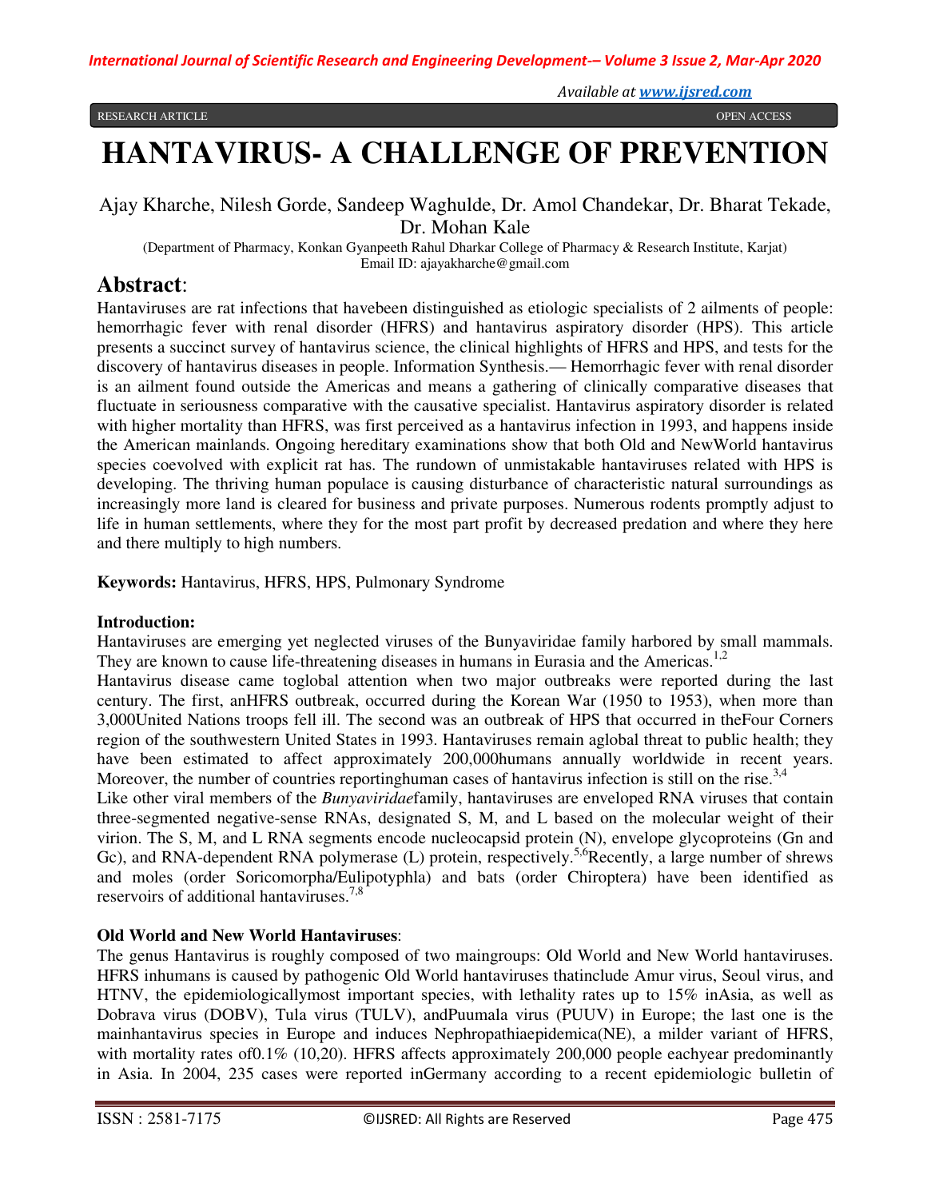RESEARCH ARTICLE OPEN ACCESS

# HANTAVIRUS- A CHALLENGE OF PREVENTION

Ajay Kharche, Nilesh Gorde, Sandeep Waghulde, Dr. Amol Chandekar, Dr. Bharat Tekade, Dr. Mohan Kale

(Department of Pharmacy, Konkan Gyanpeeth Rahul Dharkar College of Pharmacy & Research Institute, Karjat)
Email ID: ajayakharche@gmail.com

## Abstract:

Hantaviruses are rat infections that havebeen distinguished as etiologic specialists of 2 ailments of people: hemorrhagic fever with renal disorder (HFRS) and hantavirus aspiratory disorder (HPS). This article presents a succinct survey of hantavirus science, the clinical highlights of HFRS and HPS, and tests for the discovery of hantavirus diseases in people. Information Synthesis.— Hemorrhagic fever with renal disorder is an ailment found outside the Americas and means a gathering of clinically comparative diseases that fluctuate in seriousness comparative with the causative specialist. Hantavirus aspiratory disorder is related with higher mortality than HFRS, was first perceived as a hantavirus infection in 1993, and happens inside the American mainlands. Ongoing hereditary examinations show that both Old and NewWorld hantavirus species coevolved with explicit rat has. The rundown of unmistakable hantaviruses related with HPS is developing. The thriving human populace is causing disturbance of characteristic natural surroundings as increasingly more land is cleared for business and private purposes. Numerous rodents promptly adjust to life in human settlements, where they for the most part profit by decreased predation and where they here and there multiply to high numbers.

**Keywords:** Hantavirus, HFRS, HPS, Pulmonary Syndrome

**Introduction:**

Hantaviruses are emerging yet neglected viruses of the Bunyaviridae family harbored by small mammals. They are known to cause life-threatening diseases in humans in Eurasia and the Americas.[1,2]

Hantavirus disease came toglobal attention when two major outbreaks were reported during the last century. The first, anHFRS outbreak, occurred during the Korean War (1950 to 1953), when more than 3,000United Nations troops fell ill. The second was an outbreak of HPS that occurred in theFour Corners region of the southwestern United States in 1993. Hantaviruses remain aglobal threat to public health; they have been estimated to affect approximately 200,000humans annually worldwide in recent years. Moreover, the number of countries reportinghuman cases of hantavirus infection is still on the rise.[3,4]

Like other viral members of the *Bunyaviridae*family, hantaviruses are enveloped RNA viruses that contain three-segmented negative-sense RNAs, designated S, M, and L based on the molecular weight of their virion. The S, M, and L RNA segments encode nucleocapsid protein (N), envelope glycoproteins (Gn and Gc), and RNA-dependent RNA polymerase (L) protein, respectively.[5,6]Recently, a large number of shrews and moles (order Soricomorpha/Eulipotyphla) and bats (order Chiroptera) have been identified as reservoirs of additional hantaviruses.[7,8]

**Old World and New World Hantaviruses**:

The genus Hantavirus is roughly composed of two maingroups: Old World and New World hantaviruses. HFRS inhumans is caused by pathogenic Old World hantaviruses thatinclude Amur virus, Seoul virus, and HTNV, the epidemiologicallymost important species, with lethality rates up to 15% inAsia, as well as Dobrava virus (DOBV), Tula virus (TULV), andPuumala virus (PUUV) in Europe; the last one is the mainhantavirus species in Europe and induces Nephropathiaepidemica(NE), a milder variant of HFRS, with mortality rates of0.1% (10,20). HFRS affects approximately 200,000 people eachyear predominantly in Asia. In 2004, 235 cases were reported inGermany according to a recent epidemiologic bulletin of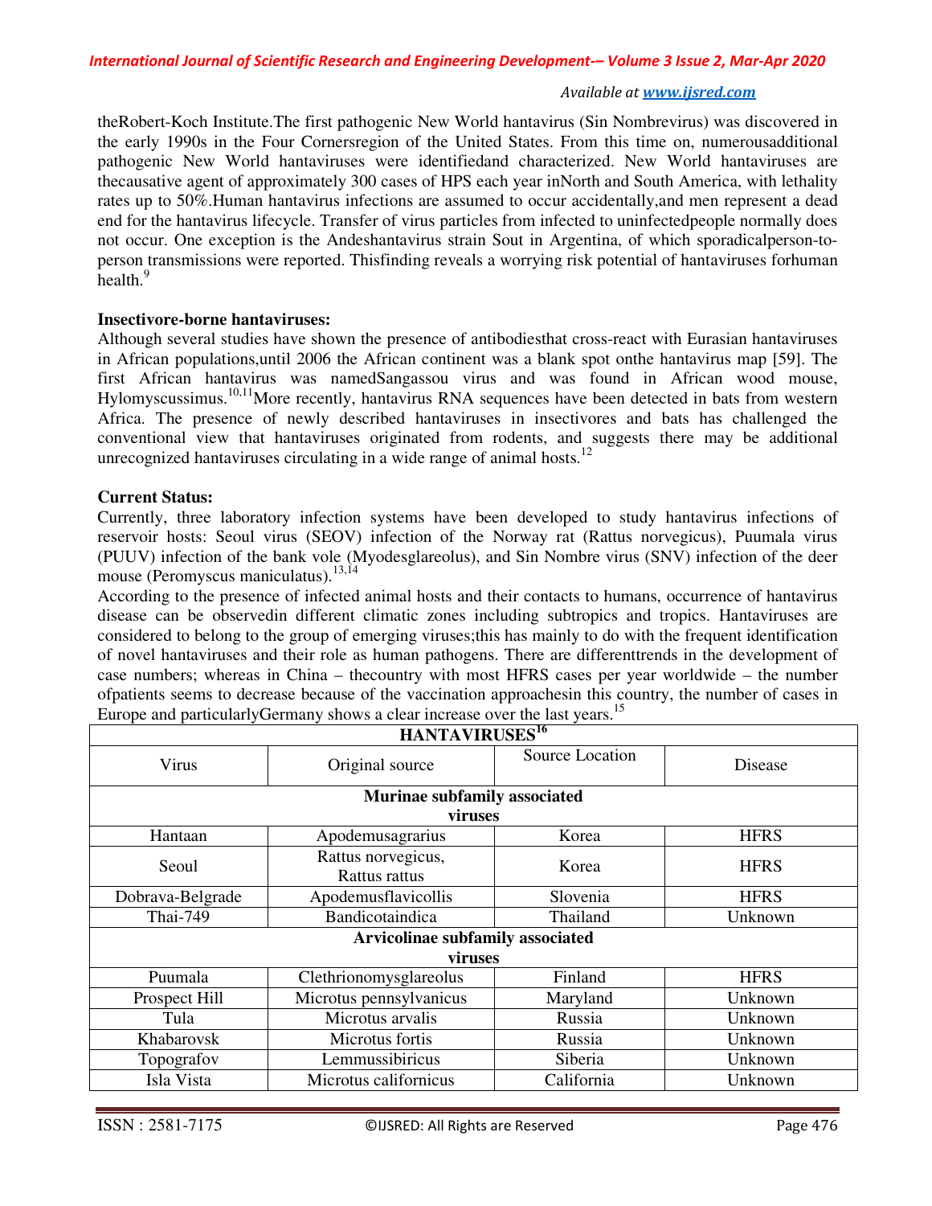theRobert-Koch Institute.The first pathogenic New World hantavirus (Sin Nombrevirus) was discovered in the early 1990s in the Four Cornersregion of the United States. From this time on, numerousadditional pathogenic New World hantaviruses were identifiedand characterized. New World hantaviruses are thecausative agent of approximately 300 cases of HPS each year inNorth and South America, with lethality rates up to 50%.Human hantavirus infections are assumed to occur accidentally,and men represent a dead end for the hantavirus lifecycle. Transfer of virus particles from infected to uninfectedpeople normally does not occur. One exception is the Andeshantavirus strain Sout in Argentina, of which sporadicalperson-to-person transmissions were reported. Thisfinding reveals a worrying risk potential of hantaviruses forhuman health.[9]

**Insectivore-borne hantaviruses:**

Although several studies have shown the presence of antibodiesthat cross-react with Eurasian hantaviruses in African populations,until 2006 the African continent was a blank spot onthe hantavirus map [59]. The first African hantavirus was namedSangassou virus and was found in African wood mouse, Hylomyscussimus.[10,11]More recently, hantavirus RNA sequences have been detected in bats from western Africa. The presence of newly described hantaviruses in insectivores and bats has challenged the conventional view that hantaviruses originated from rodents, and suggests there may be additional unrecognized hantaviruses circulating in a wide range of animal hosts.[12]

**Current Status:**

Currently, three laboratory infection systems have been developed to study hantavirus infections of reservoir hosts: Seoul virus (SEOV) infection of the Norway rat (Rattus norvegicus), Puumala virus (PUUV) infection of the bank vole (Myodesglareolus), and Sin Nombre virus (SNV) infection of the deer mouse (Peromyscus maniculatus).[13,14]

According to the presence of infected animal hosts and their contacts to humans, occurrence of hantavirus disease can be observedin different climatic zones including subtropics and tropics. Hantaviruses are considered to belong to the group of emerging viruses;this has mainly to do with the frequent identification of novel hantaviruses and their role as human pathogens. There are differenttrends in the development of case numbers; whereas in China – thecountry with most HFRS cases per year worldwide – the number ofpatients seems to decrease because of the vaccination approachesin this country, the number of cases in Europe and particularlyGermany shows a clear increase over the last years.[15]

**HANTAVIRUSES[16]**

| Virus | Original source | Source Location | Disease |
|---|---|---|---|
| **Murinae subfamily associated viruses** | | | |
| Hantaan | Apodemusagrarius | Korea | HFRS |
| Seoul | Rattus norvegicus, Rattus rattus | Korea | HFRS |
| Dobrava-Belgrade | Apodemusflavicollis | Slovenia | HFRS |
| Thai-749 | Bandicotaindica | Thailand | Unknown |
| **Arvicolinae subfamily associated viruses** | | | |
| Puumala | Clethrionomysglareolus | Finland | HFRS |
| Prospect Hill | Microtus pennsylvanicus | Maryland | Unknown |
| Tula | Microtus arvalis | Russia | Unknown |
| Khabarovsk | Microtus fortis | Russia | Unknown |
| Topografov | Lemmussibiricus | Siberia | Unknown |
| Isla Vista | Microtus californicus | California | Unknown |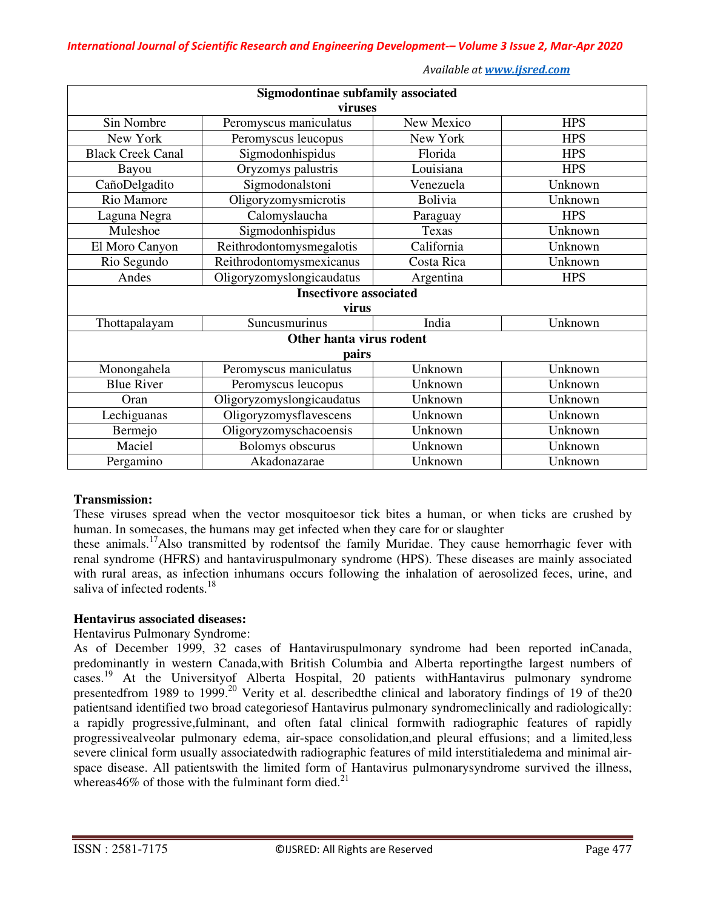| Sigmodontinae subfamily associated viruses | | | |
|---|---|---|---|
| Sin Nombre | Peromyscus maniculatus | New Mexico | HPS |
| New York | Peromyscus leucopus | New York | HPS |
| Black Creek Canal | Sigmodonhispidus | Florida | HPS |
| Bayou | Oryzomys palustris | Louisiana | HPS |
| CañoDelgadito | Sigmodonalstoni | Venezuela | Unknown |
| Rio Mamore | Oligoryzomysmicrotis | Bolivia | Unknown |
| Laguna Negra | Calomyslaucha | Paraguay | HPS |
| Muleshoe | Sigmodonhispidus | Texas | Unknown |
| El Moro Canyon | Reithrodontomysmegalotis | California | Unknown |
| Rio Segundo | Reithrodontomysmexicanus | Costa Rica | Unknown |
| Andes | Oligoryzomyslongicaudatus | Argentina | HPS |
| **Insectivore associated virus** | | | |
| Thottapalayam | Suncusmurinus | India | Unknown |
| **Other hanta virus rodent pairs** | | | |
| Monongahela | Peromyscus maniculatus | Unknown | Unknown |
| Blue River | Peromyscus leucopus | Unknown | Unknown |
| Oran | Oligoryzomyslongicaudatus | Unknown | Unknown |
| Lechiguanas | Oligoryzomysflavescens | Unknown | Unknown |
| Bermejo | Oligoryzomyschacoensis | Unknown | Unknown |
| Maciel | Bolomys obscurus | Unknown | Unknown |
| Pergamino | Akadonazarae | Unknown | Unknown |

**Transmission:**

These viruses spread when the vector mosquitoesor tick bites a human, or when ticks are crushed by human. In somecases, the humans may get infected when they care for or slaughter these animals.[17]Also transmitted by rodentsof the family Muridae. They cause hemorrhagic fever with renal syndrome (HFRS) and hantaviruspulmonary syndrome (HPS). These diseases are mainly associated with rural areas, as infection inhumans occurs following the inhalation of aerosolized feces, urine, and saliva of infected rodents.[18]

**Hentavirus associated diseases:**

Hentavirus Pulmonary Syndrome:

As of December 1999, 32 cases of Hantaviruspulmonary syndrome had been reported inCanada, predominantly in western Canada,with British Columbia and Alberta reportingthe largest numbers of cases.[19] At the Universityof Alberta Hospital, 20 patients withHantavirus pulmonary syndrome presentedfrom 1989 to 1999.[20] Verity et al. describedthe clinical and laboratory findings of 19 of the20 patientsand identified two broad categoriesof Hantavirus pulmonary syndromeclinically and radiologically: a rapidly progressive,fulminant, and often fatal clinical formwith radiographic features of rapidly progressivealveolar pulmonary edema, air-space consolidation,and pleural effusions; and a limited,less severe clinical form usually associatedwith radiographic features of mild interstitialedema and minimal air-space disease. All patientswith the limited form of Hantavirus pulmonarysyndrome survived the illness, whereas46% of those with the fulminant form died.[21]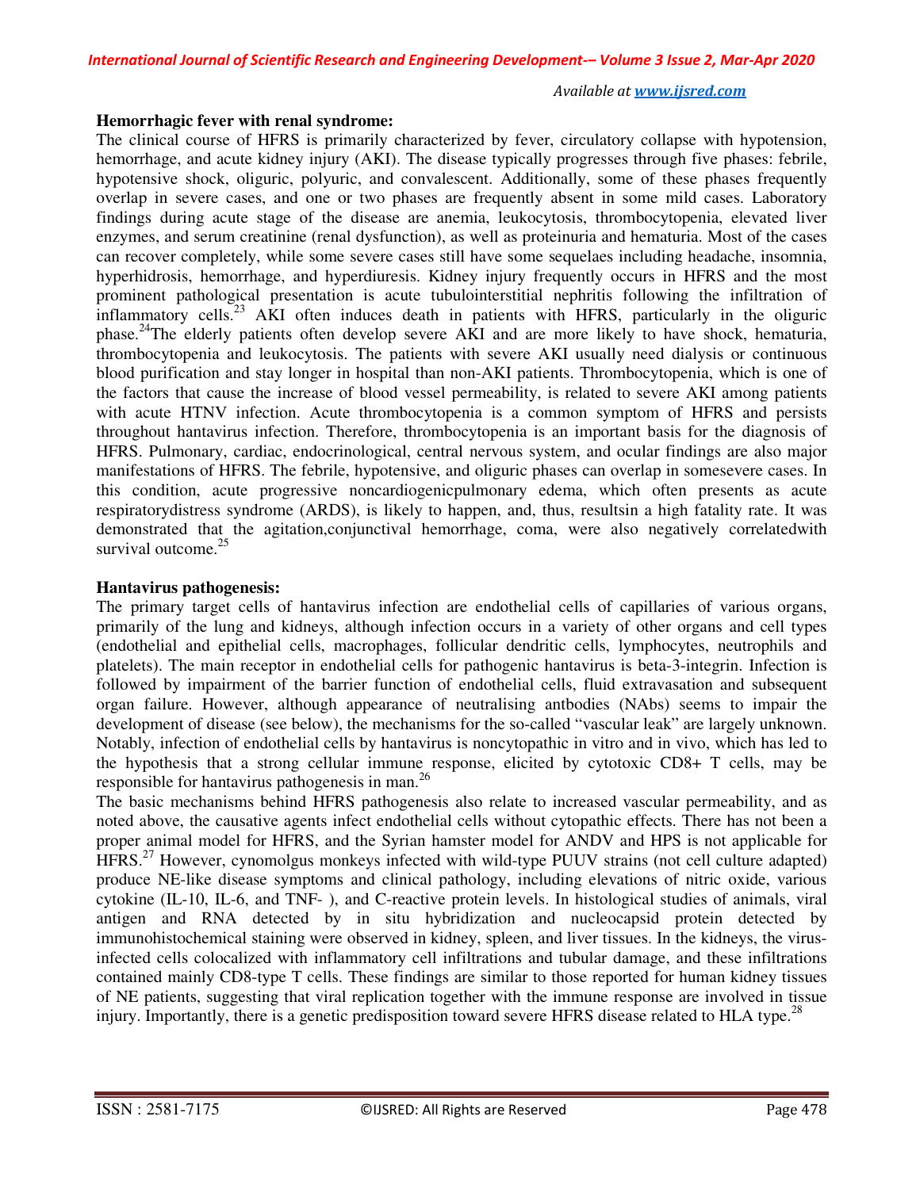**Hemorrhagic fever with renal syndrome:**

The clinical course of HFRS is primarily characterized by fever, circulatory collapse with hypotension, hemorrhage, and acute kidney injury (AKI). The disease typically progresses through five phases: febrile, hypotensive shock, oliguric, polyuric, and convalescent. Additionally, some of these phases frequently overlap in severe cases, and one or two phases are frequently absent in some mild cases. Laboratory findings during acute stage of the disease are anemia, leukocytosis, thrombocytopenia, elevated liver enzymes, and serum creatinine (renal dysfunction), as well as proteinuria and hematuria. Most of the cases can recover completely, while some severe cases still have some sequelaes including headache, insomnia, hyperhidrosis, hemorrhage, and hyperdiuresis. Kidney injury frequently occurs in HFRS and the most prominent pathological presentation is acute tubulointerstitial nephritis following the infiltration of inflammatory cells.[23] AKI often induces death in patients with HFRS, particularly in the oliguric phase.[24]The elderly patients often develop severe AKI and are more likely to have shock, hematuria, thrombocytopenia and leukocytosis. The patients with severe AKI usually need dialysis or continuous blood purification and stay longer in hospital than non-AKI patients. Thrombocytopenia, which is one of the factors that cause the increase of blood vessel permeability, is related to severe AKI among patients with acute HTNV infection. Acute thrombocytopenia is a common symptom of HFRS and persists throughout hantavirus infection. Therefore, thrombocytopenia is an important basis for the diagnosis of HFRS. Pulmonary, cardiac, endocrinological, central nervous system, and ocular findings are also major manifestations of HFRS. The febrile, hypotensive, and oliguric phases can overlap in somesevere cases. In this condition, acute progressive noncardiogenicpulmonary edema, which often presents as acute respiratorydistress syndrome (ARDS), is likely to happen, and, thus, resultsin a high fatality rate. It was demonstrated that the agitation,conjunctival hemorrhage, coma, were also negatively correlatedwith survival outcome.[25]

**Hantavirus pathogenesis:**

The primary target cells of hantavirus infection are endothelial cells of capillaries of various organs, primarily of the lung and kidneys, although infection occurs in a variety of other organs and cell types (endothelial and epithelial cells, macrophages, follicular dendritic cells, lymphocytes, neutrophils and platelets). The main receptor in endothelial cells for pathogenic hantavirus is beta-3-integrin. Infection is followed by impairment of the barrier function of endothelial cells, fluid extravasation and subsequent organ failure. However, although appearance of neutralising antbodies (NAbs) seems to impair the development of disease (see below), the mechanisms for the so-called "vascular leak" are largely unknown. Notably, infection of endothelial cells by hantavirus is noncytopathic in vitro and in vivo, which has led to the hypothesis that a strong cellular immune response, elicited by cytotoxic CD8+ T cells, may be responsible for hantavirus pathogenesis in man.[26]

The basic mechanisms behind HFRS pathogenesis also relate to increased vascular permeability, and as noted above, the causative agents infect endothelial cells without cytopathic effects. There has not been a proper animal model for HFRS, and the Syrian hamster model for ANDV and HPS is not applicable for HFRS.[27] However, cynomolgus monkeys infected with wild-type PUUV strains (not cell culture adapted) produce NE-like disease symptoms and clinical pathology, including elevations of nitric oxide, various cytokine (IL-10, IL-6, and TNF- ), and C-reactive protein levels. In histological studies of animals, viral antigen and RNA detected by in situ hybridization and nucleocapsid protein detected by immunohistochemical staining were observed in kidney, spleen, and liver tissues. In the kidneys, the virus-infected cells colocalized with inflammatory cell infiltrations and tubular damage, and these infiltrations contained mainly CD8-type T cells. These findings are similar to those reported for human kidney tissues of NE patients, suggesting that viral replication together with the immune response are involved in tissue injury. Importantly, there is a genetic predisposition toward severe HFRS disease related to HLA type.[28]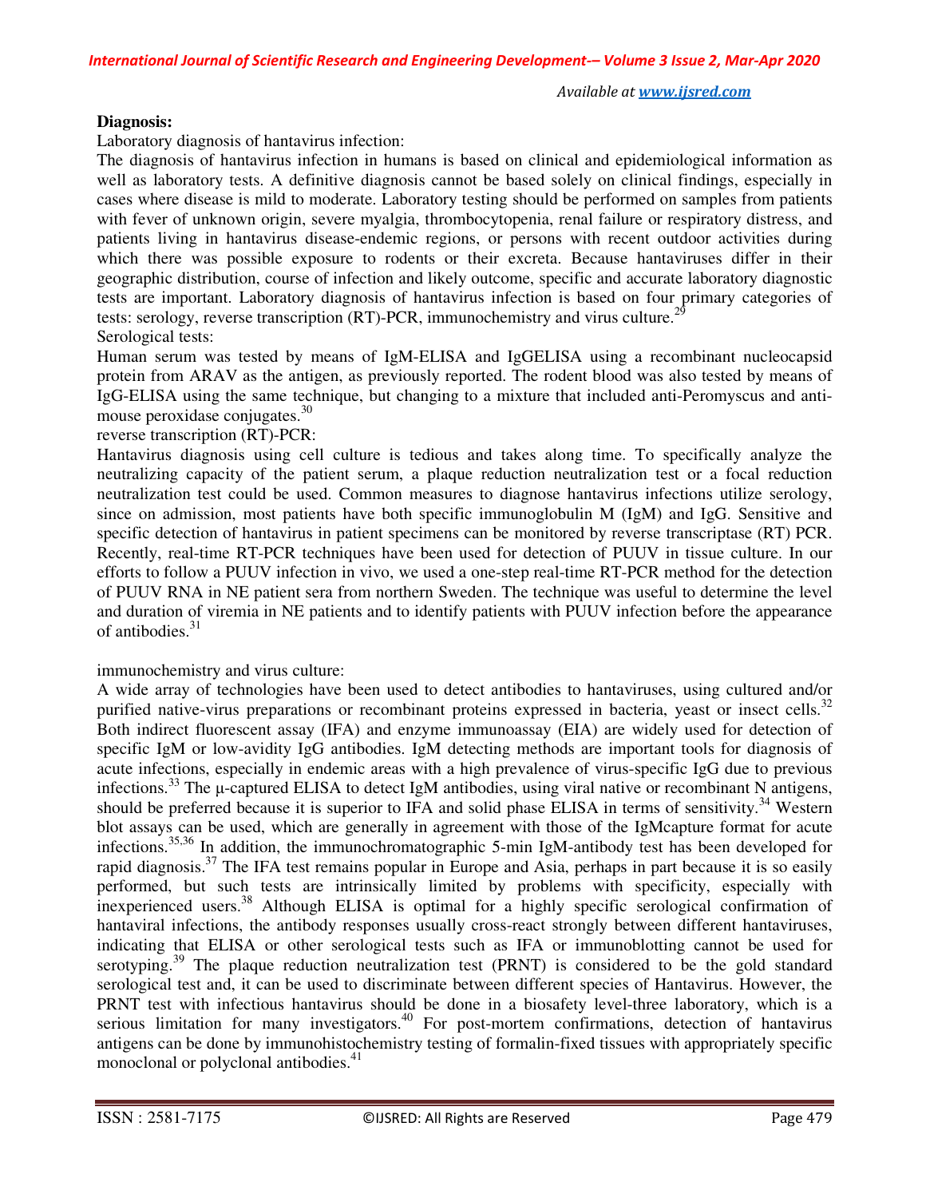**Diagnosis:**

Laboratory diagnosis of hantavirus infection:

The diagnosis of hantavirus infection in humans is based on clinical and epidemiological information as well as laboratory tests. A definitive diagnosis cannot be based solely on clinical findings, especially in cases where disease is mild to moderate. Laboratory testing should be performed on samples from patients with fever of unknown origin, severe myalgia, thrombocytopenia, renal failure or respiratory distress, and patients living in hantavirus disease-endemic regions, or persons with recent outdoor activities during which there was possible exposure to rodents or their excreta. Because hantaviruses differ in their geographic distribution, course of infection and likely outcome, specific and accurate laboratory diagnostic tests are important. Laboratory diagnosis of hantavirus infection is based on four primary categories of tests: serology, reverse transcription (RT)-PCR, immunochemistry and virus culture.[29]

Serological tests:

Human serum was tested by means of IgM-ELISA and IgGELISA using a recombinant nucleocapsid protein from ARAV as the antigen, as previously reported. The rodent blood was also tested by means of IgG-ELISA using the same technique, but changing to a mixture that included anti-Peromyscus and anti-mouse peroxidase conjugates.[30]

reverse transcription (RT)-PCR:

Hantavirus diagnosis using cell culture is tedious and takes along time. To specifically analyze the neutralizing capacity of the patient serum, a plaque reduction neutralization test or a focal reduction neutralization test could be used. Common measures to diagnose hantavirus infections utilize serology, since on admission, most patients have both specific immunoglobulin M (IgM) and IgG. Sensitive and specific detection of hantavirus in patient specimens can be monitored by reverse transcriptase (RT) PCR. Recently, real-time RT-PCR techniques have been used for detection of PUUV in tissue culture. In our efforts to follow a PUUV infection in vivo, we used a one-step real-time RT-PCR method for the detection of PUUV RNA in NE patient sera from northern Sweden. The technique was useful to determine the level and duration of viremia in NE patients and to identify patients with PUUV infection before the appearance of antibodies.[31]

immunochemistry and virus culture:

A wide array of technologies have been used to detect antibodies to hantaviruses, using cultured and/or purified native-virus preparations or recombinant proteins expressed in bacteria, yeast or insect cells.[32] Both indirect fluorescent assay (IFA) and enzyme immunoassay (EIA) are widely used for detection of specific IgM or low-avidity IgG antibodies. IgM detecting methods are important tools for diagnosis of acute infections, especially in endemic areas with a high prevalence of virus-specific IgG due to previous infections.[33] The μ-captured ELISA to detect IgM antibodies, using viral native or recombinant N antigens, should be preferred because it is superior to IFA and solid phase ELISA in terms of sensitivity.[34] Western blot assays can be used, which are generally in agreement with those of the IgMcapture format for acute infections.[35,36] In addition, the immunochromatographic 5-min IgM-antibody test has been developed for rapid diagnosis.[37] The IFA test remains popular in Europe and Asia, perhaps in part because it is so easily performed, but such tests are intrinsically limited by problems with specificity, especially with inexperienced users.[38] Although ELISA is optimal for a highly specific serological confirmation of hantaviral infections, the antibody responses usually cross-react strongly between different hantaviruses, indicating that ELISA or other serological tests such as IFA or immunoblotting cannot be used for serotyping.[39] The plaque reduction neutralization test (PRNT) is considered to be the gold standard serological test and, it can be used to discriminate between different species of Hantavirus. However, the PRNT test with infectious hantavirus should be done in a biosafety level-three laboratory, which is a serious limitation for many investigators.[40] For post-mortem confirmations, detection of hantavirus antigens can be done by immunohistochemistry testing of formalin-fixed tissues with appropriately specific monoclonal or polyclonal antibodies.[41]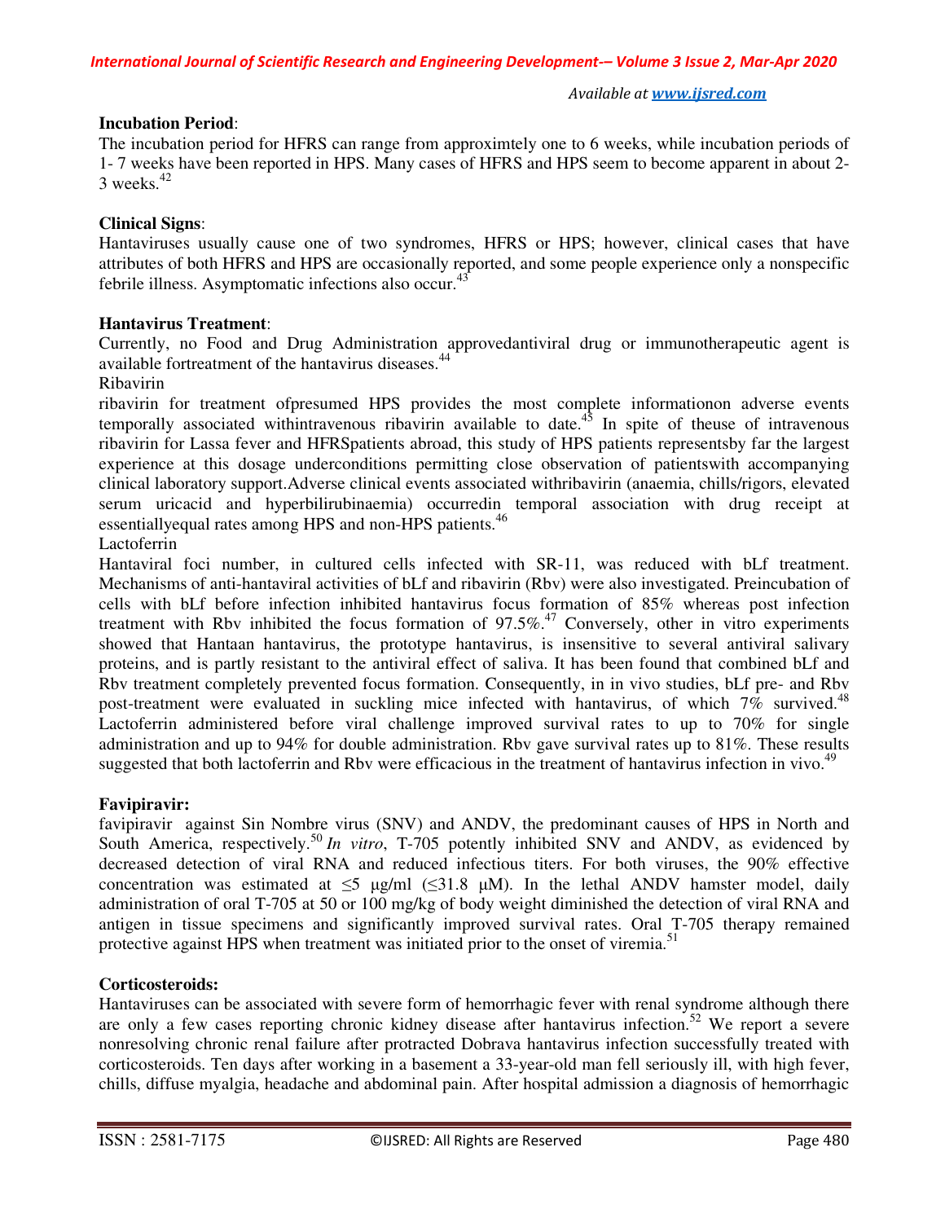**Incubation Period**:

The incubation period for HFRS can range from approximtely one to 6 weeks, while incubation periods of 1- 7 weeks have been reported in HPS. Many cases of HFRS and HPS seem to become apparent in about 2-3 weeks.[42]

**Clinical Signs**:

Hantaviruses usually cause one of two syndromes, HFRS or HPS; however, clinical cases that have attributes of both HFRS and HPS are occasionally reported, and some people experience only a nonspecific febrile illness. Asymptomatic infections also occur.[43]

**Hantavirus Treatment**:

Currently, no Food and Drug Administration approvedantiviral drug or immunotherapeutic agent is available fortreatment of the hantavirus diseases.[44]

Ribavirin

ribavirin for treatment ofpresumed HPS provides the most complete informationon adverse events temporally associated withintravenous ribavirin available to date.[45] In spite of theuse of intravenous ribavirin for Lassa fever and HFRSpatients abroad, this study of HPS patients representsby far the largest experience at this dosage underconditions permitting close observation of patientswith accompanying clinical laboratory support.Adverse clinical events associated withribavirin (anaemia, chills/rigors, elevated serum uricacid and hyperbilirubinaemia) occurredin temporal association with drug receipt at essentiallyequal rates among HPS and non-HPS patients.[46]

Lactoferrin

Hantaviral foci number, in cultured cells infected with SR-11, was reduced with bLf treatment. Mechanisms of anti-hantaviral activities of bLf and ribavirin (Rbv) were also investigated. Preincubation of cells with bLf before infection inhibited hantavirus focus formation of 85% whereas post infection treatment with Rbv inhibited the focus formation of 97.5%.[47] Conversely, other in vitro experiments showed that Hantaan hantavirus, the prototype hantavirus, is insensitive to several antiviral salivary proteins, and is partly resistant to the antiviral effect of saliva. It has been found that combined bLf and Rbv treatment completely prevented focus formation. Consequently, in in vivo studies, bLf pre- and Rbv post-treatment were evaluated in suckling mice infected with hantavirus, of which 7% survived.[48] Lactoferrin administered before viral challenge improved survival rates to up to 70% for single administration and up to 94% for double administration. Rbv gave survival rates up to 81%. These results suggested that both lactoferrin and Rbv were efficacious in the treatment of hantavirus infection in vivo.[49]

**Favipiravir:**

favipiravir against Sin Nombre virus (SNV) and ANDV, the predominant causes of HPS in North and South America, respectively.[50] *In vitro*, T-705 potently inhibited SNV and ANDV, as evidenced by decreased detection of viral RNA and reduced infectious titers. For both viruses, the 90% effective concentration was estimated at ≤5 μg/ml (≤31.8 μM). In the lethal ANDV hamster model, daily administration of oral T-705 at 50 or 100 mg/kg of body weight diminished the detection of viral RNA and antigen in tissue specimens and significantly improved survival rates. Oral T-705 therapy remained protective against HPS when treatment was initiated prior to the onset of viremia.[51]

**Corticosteroids:**

Hantaviruses can be associated with severe form of hemorrhagic fever with renal syndrome although there are only a few cases reporting chronic kidney disease after hantavirus infection.[52] We report a severe nonresolving chronic renal failure after protracted Dobrava hantavirus infection successfully treated with corticosteroids. Ten days after working in a basement a 33-year-old man fell seriously ill, with high fever, chills, diffuse myalgia, headache and abdominal pain. After hospital admission a diagnosis of hemorrhagic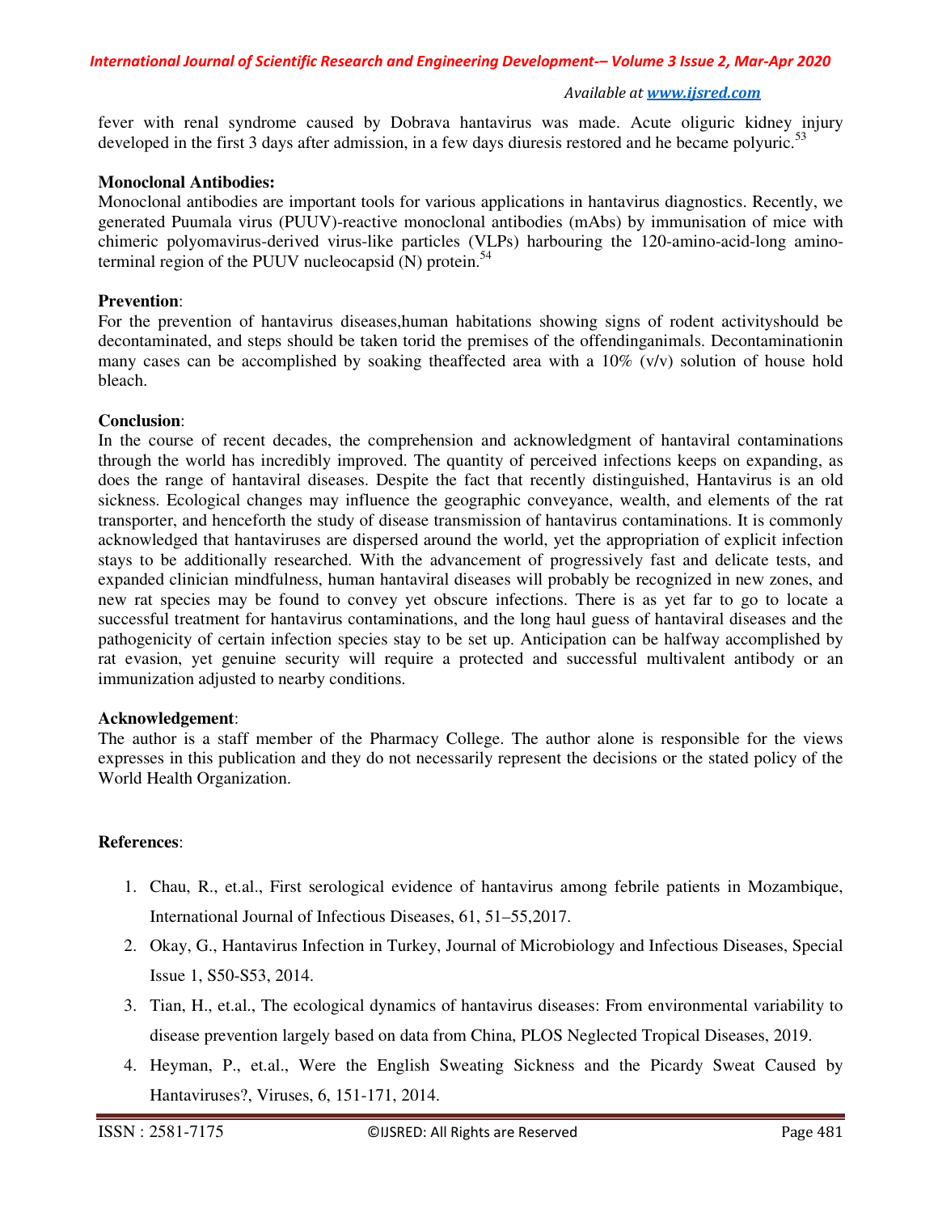fever with renal syndrome caused by Dobrava hantavirus was made. Acute oliguric kidney injury developed in the first 3 days after admission, in a few days diuresis restored and he became polyuric.[53]

**Monoclonal Antibodies:**

Monoclonal antibodies are important tools for various applications in hantavirus diagnostics. Recently, we generated Puumala virus (PUUV)-reactive monoclonal antibodies (mAbs) by immunisation of mice with chimeric polyomavirus-derived virus-like particles (VLPs) harbouring the 120-amino-acid-long amino-terminal region of the PUUV nucleocapsid (N) protein.[54]

**Prevention**:

For the prevention of hantavirus diseases,human habitations showing signs of rodent activityshould be decontaminated, and steps should be taken torid the premises of the offendinganimals. Decontaminationin many cases can be accomplished by soaking theaffected area with a 10% (v/v) solution of house hold bleach.

**Conclusion**:

In the course of recent decades, the comprehension and acknowledgment of hantaviral contaminations through the world has incredibly improved. The quantity of perceived infections keeps on expanding, as does the range of hantaviral diseases. Despite the fact that recently distinguished, Hantavirus is an old sickness. Ecological changes may influence the geographic conveyance, wealth, and elements of the rat transporter, and henceforth the study of disease transmission of hantavirus contaminations. It is commonly acknowledged that hantaviruses are dispersed around the world, yet the appropriation of explicit infection stays to be additionally researched. With the advancement of progressively fast and delicate tests, and expanded clinician mindfulness, human hantaviral diseases will probably be recognized in new zones, and new rat species may be found to convey yet obscure infections. There is as yet far to go to locate a successful treatment for hantavirus contaminations, and the long haul guess of hantaviral diseases and the pathogenicity of certain infection species stay to be set up. Anticipation can be halfway accomplished by rat evasion, yet genuine security will require a protected and successful multivalent antibody or an immunization adjusted to nearby conditions.

**Acknowledgement**:

The author is a staff member of the Pharmacy College. The author alone is responsible for the views expresses in this publication and they do not necessarily represent the decisions or the stated policy of the World Health Organization.

**References**:

1. Chau, R., et.al., First serological evidence of hantavirus among febrile patients in Mozambique, International Journal of Infectious Diseases, 61, 51–55,2017.
2. Okay, G., Hantavirus Infection in Turkey, Journal of Microbiology and Infectious Diseases, Special Issue 1, S50-S53, 2014.
3. Tian, H., et.al., The ecological dynamics of hantavirus diseases: From environmental variability to disease prevention largely based on data from China, PLOS Neglected Tropical Diseases, 2019.
4. Heyman, P., et.al., Were the English Sweating Sickness and the Picardy Sweat Caused by Hantaviruses?, Viruses, 6, 151-171, 2014.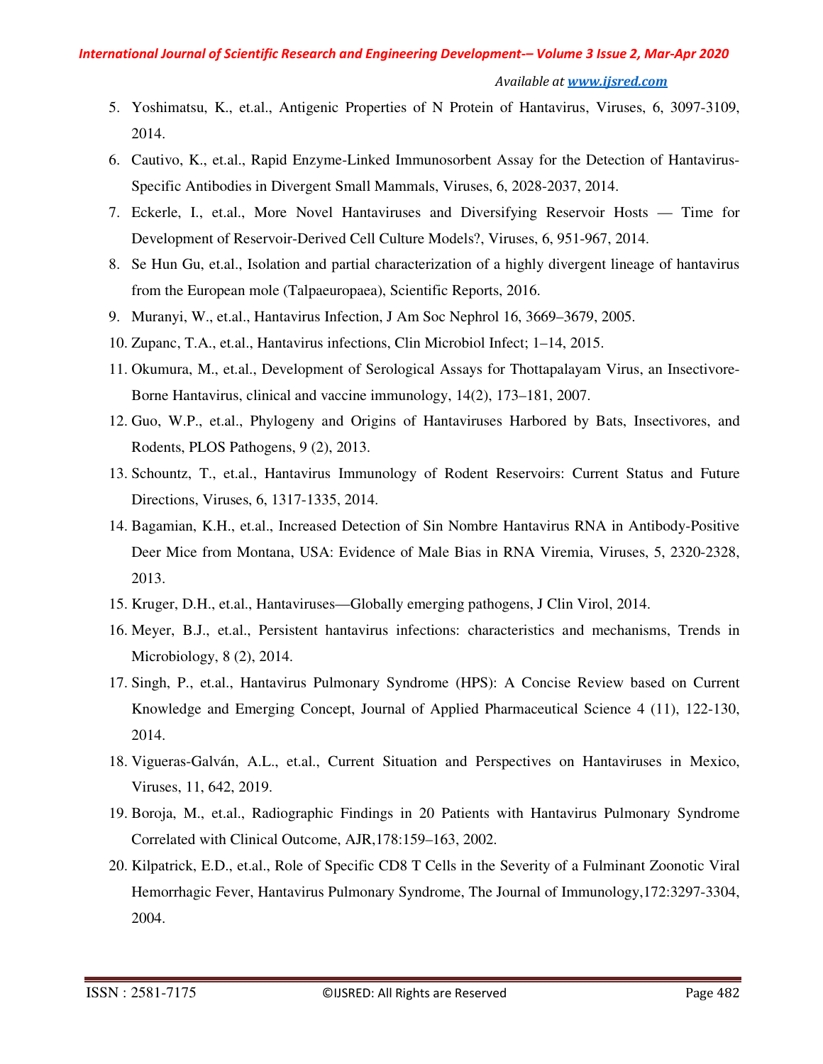5. Yoshimatsu, K., et.al., Antigenic Properties of N Protein of Hantavirus, Viruses, 6, 3097-3109, 2014.
6. Cautivo, K., et.al., Rapid Enzyme-Linked Immunosorbent Assay for the Detection of Hantavirus-Specific Antibodies in Divergent Small Mammals, Viruses, 6, 2028-2037, 2014.
7. Eckerle, I., et.al., More Novel Hantaviruses and Diversifying Reservoir Hosts — Time for Development of Reservoir-Derived Cell Culture Models?, Viruses, 6, 951-967, 2014.
8. Se Hun Gu, et.al., Isolation and partial characterization of a highly divergent lineage of hantavirus from the European mole (Talpaeuropaea), Scientific Reports, 2016.
9. Muranyi, W., et.al., Hantavirus Infection, J Am Soc Nephrol 16, 3669–3679, 2005.
10. Zupanc, T.A., et.al., Hantavirus infections, Clin Microbiol Infect; 1–14, 2015.
11. Okumura, M., et.al., Development of Serological Assays for Thottapalayam Virus, an Insectivore-Borne Hantavirus, clinical and vaccine immunology, 14(2), 173–181, 2007.
12. Guo, W.P., et.al., Phylogeny and Origins of Hantaviruses Harbored by Bats, Insectivores, and Rodents, PLOS Pathogens, 9 (2), 2013.
13. Schountz, T., et.al., Hantavirus Immunology of Rodent Reservoirs: Current Status and Future Directions, Viruses, 6, 1317-1335, 2014.
14. Bagamian, K.H., et.al., Increased Detection of Sin Nombre Hantavirus RNA in Antibody-Positive Deer Mice from Montana, USA: Evidence of Male Bias in RNA Viremia, Viruses, 5, 2320-2328, 2013.
15. Kruger, D.H., et.al., Hantaviruses—Globally emerging pathogens, J Clin Virol, 2014.
16. Meyer, B.J., et.al., Persistent hantavirus infections: characteristics and mechanisms, Trends in Microbiology, 8 (2), 2014.
17. Singh, P., et.al., Hantavirus Pulmonary Syndrome (HPS): A Concise Review based on Current Knowledge and Emerging Concept, Journal of Applied Pharmaceutical Science 4 (11), 122-130, 2014.
18. Vigueras-Galván, A.L., et.al., Current Situation and Perspectives on Hantaviruses in Mexico, Viruses, 11, 642, 2019.
19. Boroja, M., et.al., Radiographic Findings in 20 Patients with Hantavirus Pulmonary Syndrome Correlated with Clinical Outcome, AJR,178:159–163, 2002.
20. Kilpatrick, E.D., et.al., Role of Specific CD8 T Cells in the Severity of a Fulminant Zoonotic Viral Hemorrhagic Fever, Hantavirus Pulmonary Syndrome, The Journal of Immunology,172:3297-3304, 2004.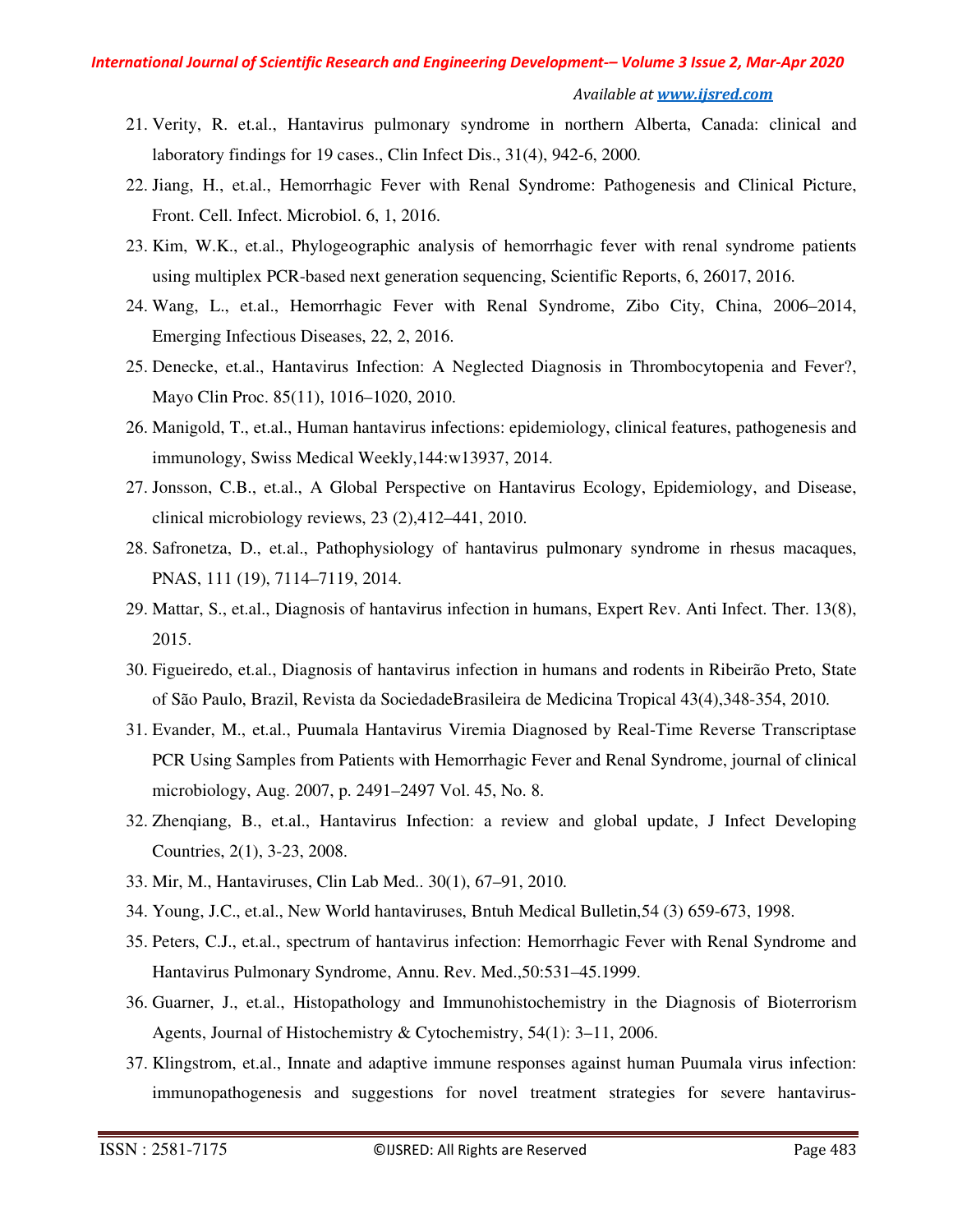21. Verity, R. et.al., Hantavirus pulmonary syndrome in northern Alberta, Canada: clinical and laboratory findings for 19 cases., Clin Infect Dis., 31(4), 942-6, 2000.
22. Jiang, H., et.al., Hemorrhagic Fever with Renal Syndrome: Pathogenesis and Clinical Picture, Front. Cell. Infect. Microbiol. 6, 1, 2016.
23. Kim, W.K., et.al., Phylogeographic analysis of hemorrhagic fever with renal syndrome patients using multiplex PCR-based next generation sequencing, Scientific Reports, 6, 26017, 2016.
24. Wang, L., et.al., Hemorrhagic Fever with Renal Syndrome, Zibo City, China, 2006–2014, Emerging Infectious Diseases, 22, 2, 2016.
25. Denecke, et.al., Hantavirus Infection: A Neglected Diagnosis in Thrombocytopenia and Fever?, Mayo Clin Proc. 85(11), 1016–1020, 2010.
26. Manigold, T., et.al., Human hantavirus infections: epidemiology, clinical features, pathogenesis and immunology, Swiss Medical Weekly,144:w13937, 2014.
27. Jonsson, C.B., et.al., A Global Perspective on Hantavirus Ecology, Epidemiology, and Disease, clinical microbiology reviews, 23 (2),412–441, 2010.
28. Safronetza, D., et.al., Pathophysiology of hantavirus pulmonary syndrome in rhesus macaques, PNAS, 111 (19), 7114–7119, 2014.
29. Mattar, S., et.al., Diagnosis of hantavirus infection in humans, Expert Rev. Anti Infect. Ther. 13(8), 2015.
30. Figueiredo, et.al., Diagnosis of hantavirus infection in humans and rodents in Ribeirão Preto, State of São Paulo, Brazil, Revista da SociedadeBrasileira de Medicina Tropical 43(4),348-354, 2010.
31. Evander, M., et.al., Puumala Hantavirus Viremia Diagnosed by Real-Time Reverse Transcriptase PCR Using Samples from Patients with Hemorrhagic Fever and Renal Syndrome, journal of clinical microbiology, Aug. 2007, p. 2491–2497 Vol. 45, No. 8.
32. Zhenqiang, B., et.al., Hantavirus Infection: a review and global update, J Infect Developing Countries, 2(1), 3-23, 2008.
33. Mir, M., Hantaviruses, Clin Lab Med.. 30(1), 67–91, 2010.
34. Young, J.C., et.al., New World hantaviruses, Bntuh Medical Bulletin,54 (3) 659-673, 1998.
35. Peters, C.J., et.al., spectrum of hantavirus infection: Hemorrhagic Fever with Renal Syndrome and Hantavirus Pulmonary Syndrome, Annu. Rev. Med.,50:531–45.1999.
36. Guarner, J., et.al., Histopathology and Immunohistochemistry in the Diagnosis of Bioterrorism Agents, Journal of Histochemistry & Cytochemistry, 54(1): 3–11, 2006.
37. Klingstrom, et.al., Innate and adaptive immune responses against human Puumala virus infection: immunopathogenesis and suggestions for novel treatment strategies for severe hantavirus-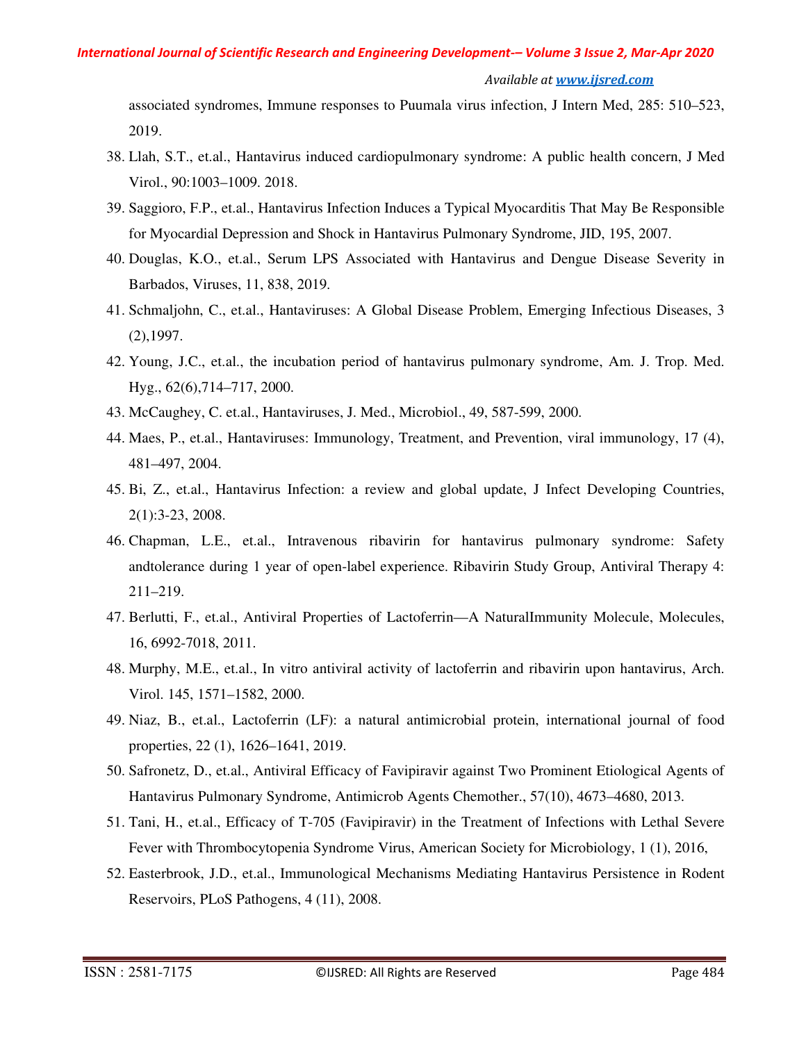associated syndromes, Immune responses to Puumala virus infection, J Intern Med, 285: 510–523, 2019.

38. Llah, S.T., et.al., Hantavirus induced cardiopulmonary syndrome: A public health concern, J Med Virol., 90:1003–1009. 2018.
39. Saggioro, F.P., et.al., Hantavirus Infection Induces a Typical Myocarditis That May Be Responsible for Myocardial Depression and Shock in Hantavirus Pulmonary Syndrome, JID, 195, 2007.
40. Douglas, K.O., et.al., Serum LPS Associated with Hantavirus and Dengue Disease Severity in Barbados, Viruses, 11, 838, 2019.
41. Schmaljohn, C., et.al., Hantaviruses: A Global Disease Problem, Emerging Infectious Diseases, 3 (2),1997.
42. Young, J.C., et.al., the incubation period of hantavirus pulmonary syndrome, Am. J. Trop. Med. Hyg., 62(6),714–717, 2000.
43. McCaughey, C. et.al., Hantaviruses, J. Med., Microbiol., 49, 587-599, 2000.
44. Maes, P., et.al., Hantaviruses: Immunology, Treatment, and Prevention, viral immunology, 17 (4), 481–497, 2004.
45. Bi, Z., et.al., Hantavirus Infection: a review and global update, J Infect Developing Countries, 2(1):3-23, 2008.
46. Chapman, L.E., et.al., Intravenous ribavirin for hantavirus pulmonary syndrome: Safety andtolerance during 1 year of open-label experience. Ribavirin Study Group, Antiviral Therapy 4: 211–219.
47. Berlutti, F., et.al., Antiviral Properties of Lactoferrin—A NaturalImmunity Molecule, Molecules, 16, 6992-7018, 2011.
48. Murphy, M.E., et.al., In vitro antiviral activity of lactoferrin and ribavirin upon hantavirus, Arch. Virol. 145, 1571–1582, 2000.
49. Niaz, B., et.al., Lactoferrin (LF): a natural antimicrobial protein, international journal of food properties, 22 (1), 1626–1641, 2019.
50. Safronetz, D., et.al., Antiviral Efficacy of Favipiravir against Two Prominent Etiological Agents of Hantavirus Pulmonary Syndrome, Antimicrob Agents Chemother., 57(10), 4673–4680, 2013.
51. Tani, H., et.al., Efficacy of T-705 (Favipiravir) in the Treatment of Infections with Lethal Severe Fever with Thrombocytopenia Syndrome Virus, American Society for Microbiology, 1 (1), 2016,
52. Easterbrook, J.D., et.al., Immunological Mechanisms Mediating Hantavirus Persistence in Rodent Reservoirs, PLoS Pathogens, 4 (11), 2008.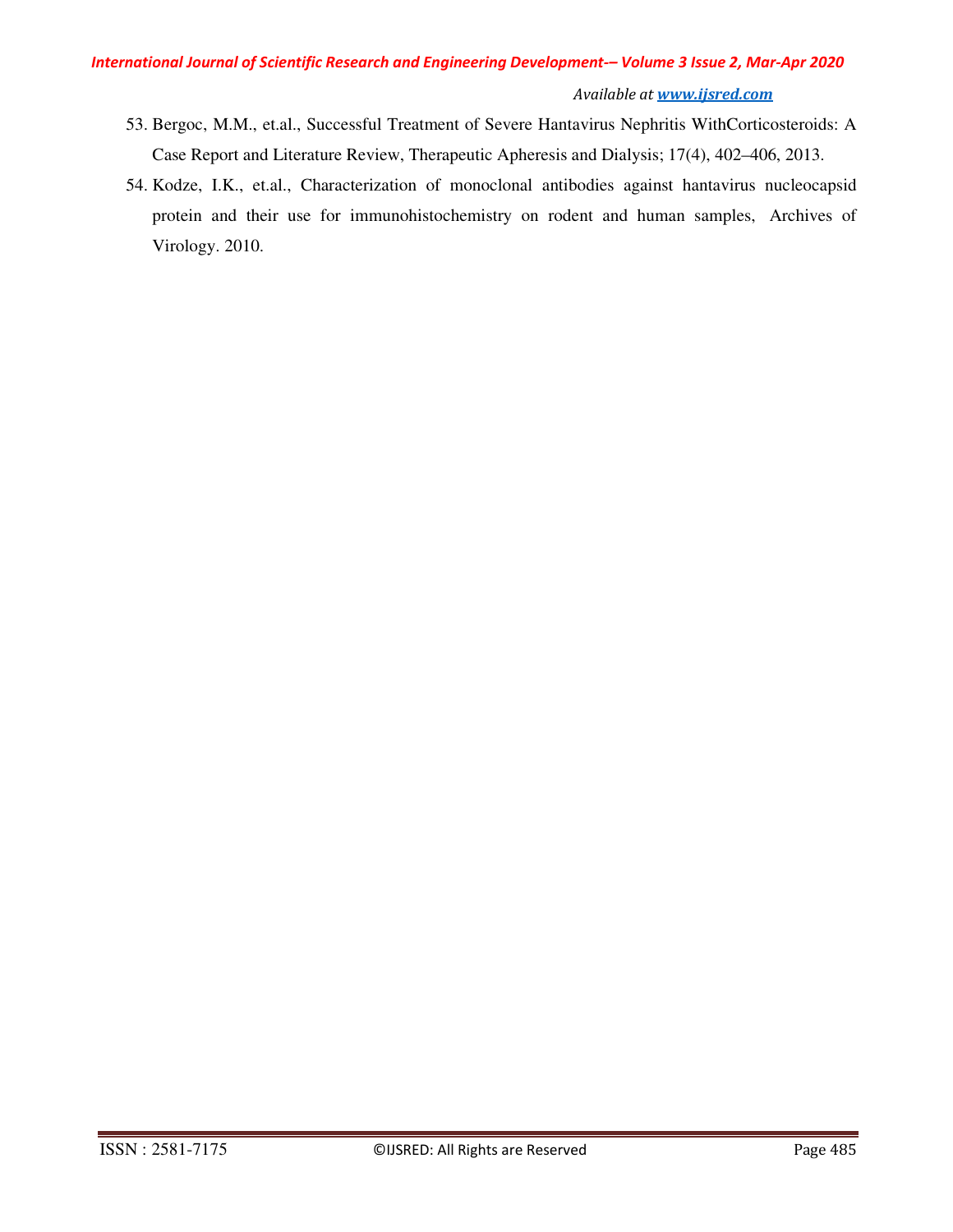53. Bergoc, M.M., et.al., Successful Treatment of Severe Hantavirus Nephritis WithCorticosteroids: A Case Report and Literature Review, Therapeutic Apheresis and Dialysis; 17(4), 402–406, 2013.
54. Kodze, I.K., et.al., Characterization of monoclonal antibodies against hantavirus nucleocapsid protein and their use for immunohistochemistry on rodent and human samples, Archives of Virology. 2010.